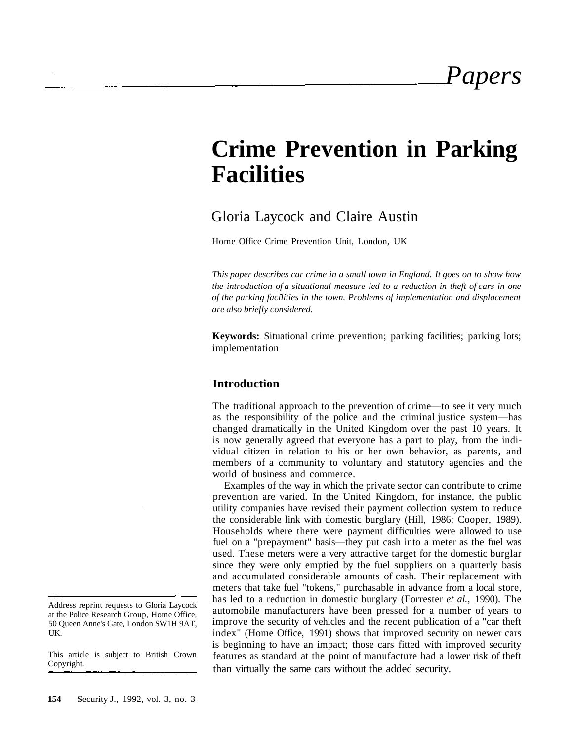# Papers

# Crime Prevention in Parking Facilities

Gloria Laycock and Claire Austin

Home Office Crime Prevention Unit, London, UK

*This paper describes car crime in a small town in England. It goes on to show how the introduction of a situational measure led to a reduction in theft of cars in one of the parking facilities in the town. Problems of implementation and displacement are also briefly considered.*

**Keywords:** Situational crime prevention; parking facilities; parking lots; implementation

## Introduction

The traditional approach to the prevention of crime—to see it very much as the responsibility of the police and the criminal justice system—has changed dramatically in the United Kingdom over the past 10 years. It is now generally agreed that everyone has a part to play, from the individual citizen in relation to his or her own behavior, as parents, and members of a community to voluntary and statutory agencies and the world of business and commerce.

Examples of the way in which the private sector can contribute to crime prevention are varied. In the United Kingdom, for instance, the public utility companies have revised their payment collection system to reduce the considerable link with domestic burglary (Hill, 1986; Cooper, 1989). Households where there were payment difficulties were allowed to use fuel on a "prepayment" basis—they put cash into a meter as the fuel was used. These meters were a very attractive target for the domestic burglar since they were only emptied by the fuel suppliers on a quarterly basis and accumulated considerable amounts of cash. Their replacement with meters that take fuel "tokens," purchasable in advance from a local store, has led to a reduction in domestic burglary (Forrester *et al.,* 1990). The automobile manufacturers have been pressed for a number of years to improve the security of vehicles and the recent publication of a "car theft index" (Home Office, 1991) shows that improved security on newer cars is beginning to have an impact; those cars fitted with improved security features as standard at the point of manufacture had a lower risk of theft than virtually the same cars without the added security.

Address reprint requests to Gloria Laycock at the Police Research Group, Home Office, 50 Queen Anne's Gate, London SW1H 9AT, UK.

This article is subject to British Crown Copyright.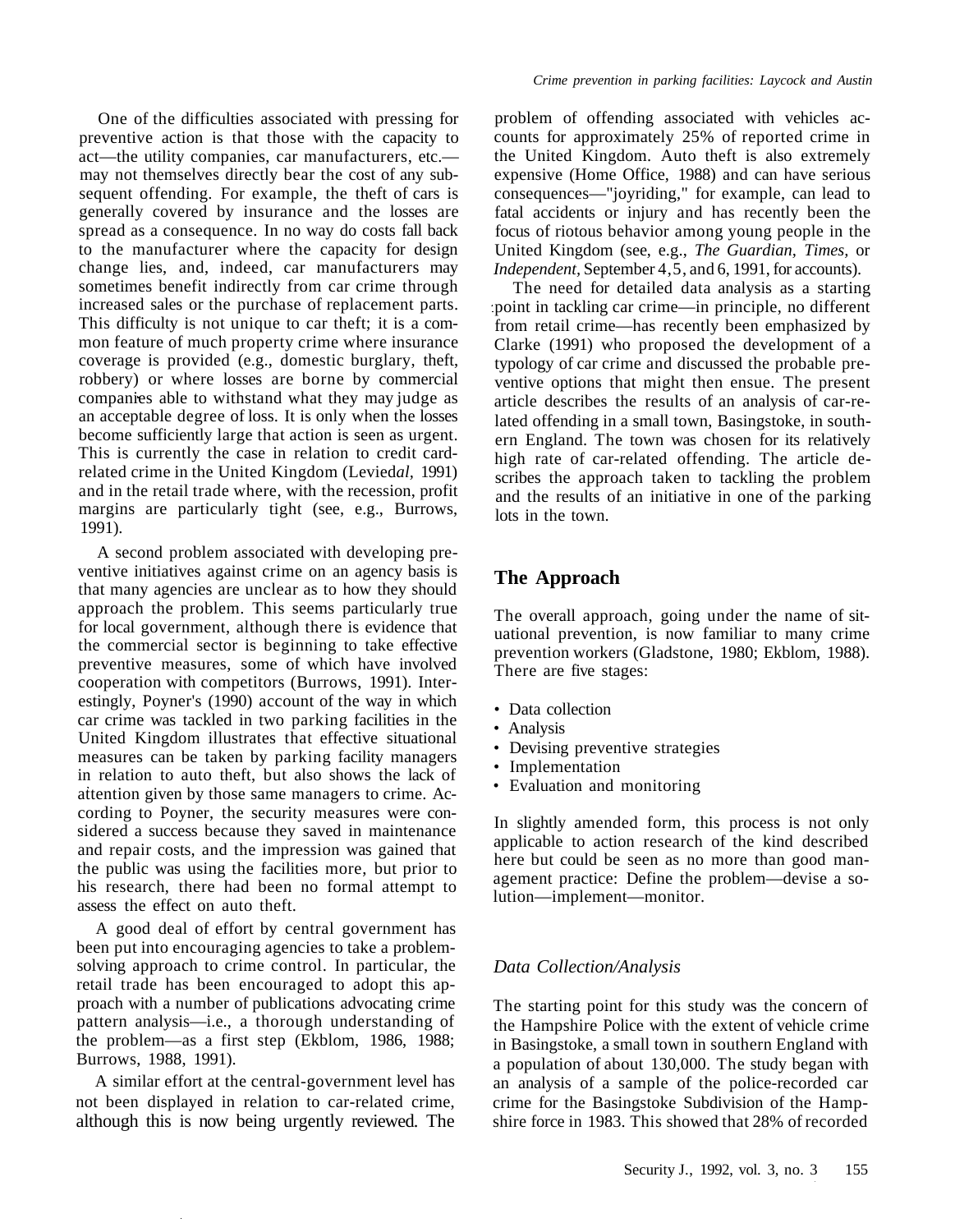One of the difficulties associated with pressing for preventive action is that those with the capacity to act—the utility companies, car manufacturers, etc.—may not themselves directly bear the cost of any subsequent offending. For example, the theft of cars is generally covered by insurance and the losses are spread as a consequence. In no way do costs fall back to the manufacturer where the capacity for design change lies, and, indeed, car manufacturers may sometimes benefit indirectly from car crime through increased sales or the purchase of replacement parts. This difficulty is not unique to car theft; it is a common feature of much property crime where insurance coverage is provided (e.g., domestic burglary, theft, robbery) or where losses are borne by commercial companies able to withstand what they may judge as an acceptable degree of loss. It is only when the losses become sufficiently large that action is seen as urgent. This is currently the case in relation to credit card-related crime in the United Kingdom (Levied*al,* 1991) and in the retail trade where, with the recession, profit margins are particularly tight (see, e.g., Burrows, 1991).

A second problem associated with developing preventive initiatives against crime on an agency basis is that many agencies are unclear as to how they should approach the problem. This seems particularly true for local government, although there is evidence that the commercial sector is beginning to take effective preventive measures, some of which have involved cooperation with competitors (Burrows, 1991). Interestingly, Poyner's (1990) account of the way in which car crime was tackled in two parking facilities in the United Kingdom illustrates that effective situational measures can be taken by parking facility managers in relation to auto theft, but also shows the lack of attention given by those same managers to crime. According to Poyner, the security measures were considered a success because they saved in maintenance and repair costs, and the impression was gained that the public was using the facilities more, but prior to his research, there had been no formal attempt to assess the effect on auto theft.

A good deal of effort by central government has been put into encouraging agencies to take a problem-solving approach to crime control. In particular, the retail trade has been encouraged to adopt this approach with a number of publications advocating crime pattern analysis—i.e., a thorough understanding of the problem—as a first step (Ekblom, 1986, 1988; Burrows, 1988, 1991).

A similar effort at the central-government level has not been displayed in relation to car-related crime, although this is now being urgently reviewed. The problem of offending associated with vehicles accounts for approximately 25% of reported crime in the United Kingdom. Auto theft is also extremely expensive (Home Office, 1988) and can have serious consequences—"joyriding," for example, can lead to fatal accidents or injury and has recently been the focus of riotous behavior among young people in the United Kingdom (see, e.g., *The Guardian, Times,* or *Independent,* September 4, 5, and 6, 1991, for accounts).

The need for detailed data analysis as a starting point in tackling car crime—in principle, no different from retail crime—has recently been emphasized by Clarke (1991) who proposed the development of a typology of car crime and discussed the probable preventive options that might then ensue. The present article describes the results of an analysis of car-related offending in a small town, Basingstoke, in southern England. The town was chosen for its relatively high rate of car-related offending. The article describes the approach taken to tackling the problem and the results of an initiative in one of the parking lots in the town.

## The Approach

The overall approach, going under the name of situational prevention, is now familiar to many crime prevention workers (Gladstone, 1980; Ekblom, 1988). There are five stages:

- Data collection
- Analysis
- Devising preventive strategies
- Implementation
- Evaluation and monitoring

In slightly amended form, this process is not only applicable to action research of the kind described here but could be seen as no more than good management practice: Define the problem—devise a solution—implement—monitor.

### *Data Collection/Analysis*

The starting point for this study was the concern of the Hampshire Police with the extent of vehicle crime in Basingstoke, a small town in southern England with a population of about 130,000. The study began with an analysis of a sample of the police-recorded car crime for the Basingstoke Subdivision of the Hampshire force in 1983. This showed that 28% of recorded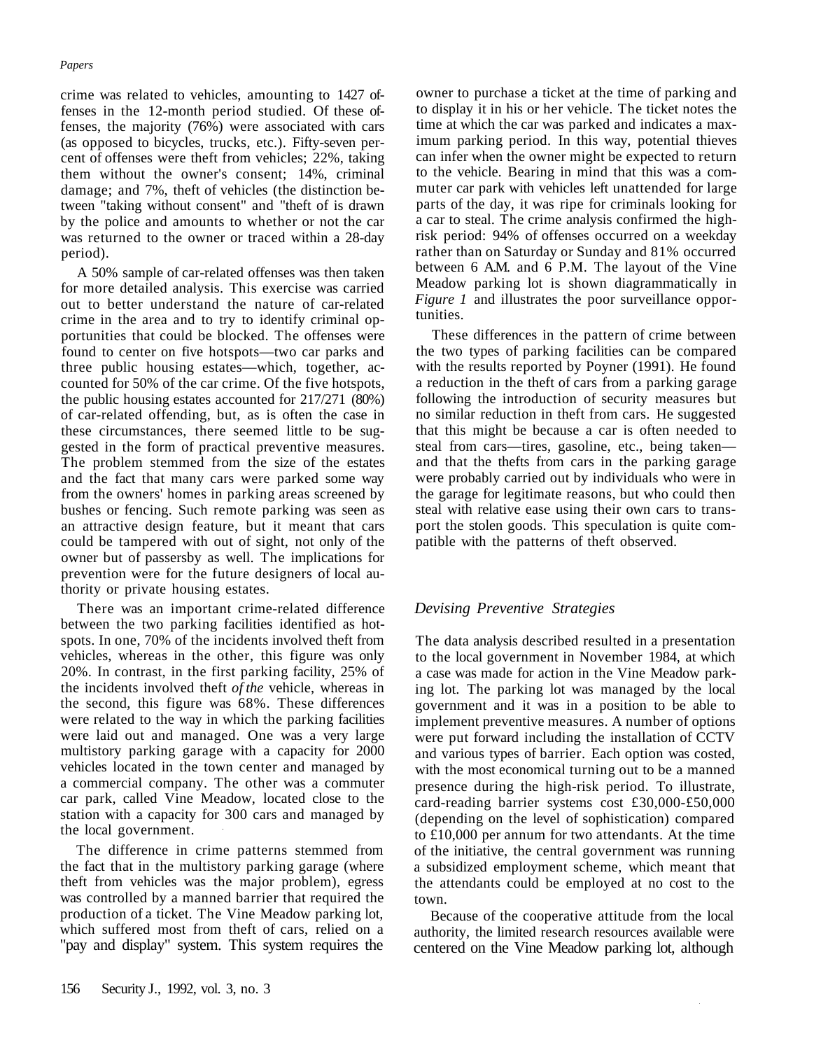crime was related to vehicles, amounting to 1427 offenses in the 12-month period studied. Of these offenses, the majority (76%) were associated with cars (as opposed to bicycles, trucks, etc.). Fifty-seven percent of offenses were theft from vehicles; 22%, taking them without the owner's consent; 14%, criminal damage; and 7%, theft of vehicles (the distinction between "taking without consent" and "theft of is drawn by the police and amounts to whether or not the car was returned to the owner or traced within a 28-day period).

A 50% sample of car-related offenses was then taken for more detailed analysis. This exercise was carried out to better understand the nature of car-related crime in the area and to try to identify criminal opportunities that could be blocked. The offenses were found to center on five hotspots—two car parks and three public housing estates—which, together, accounted for 50% of the car crime. Of the five hotspots, the public housing estates accounted for 217/271 (80%) of car-related offending, but, as is often the case in these circumstances, there seemed little to be suggested in the form of practical preventive measures. The problem stemmed from the size of the estates and the fact that many cars were parked some way from the owners' homes in parking areas screened by bushes or fencing. Such remote parking was seen as an attractive design feature, but it meant that cars could be tampered with out of sight, not only of the owner but of passersby as well. The implications for prevention were for the future designers of local authority or private housing estates.

There was an important crime-related difference between the two parking facilities identified as hotspots. In one, 70% of the incidents involved theft from vehicles, whereas in the other, this figure was only 20%. In contrast, in the first parking facility, 25% of the incidents involved theft *of the* vehicle, whereas in the second, this figure was 68%. These differences were related to the way in which the parking facilities were laid out and managed. One was a very large multistory parking garage with a capacity for 2000 vehicles located in the town center and managed by a commercial company. The other was a commuter car park, called Vine Meadow, located close to the station with a capacity for 300 cars and managed by the local government.

The difference in crime patterns stemmed from the fact that in the multistory parking garage (where theft from vehicles was the major problem), egress was controlled by a manned barrier that required the production of a ticket. The Vine Meadow parking lot, which suffered most from theft of cars, relied on a "pay and display" system. This system requires the owner to purchase a ticket at the time of parking and to display it in his or her vehicle. The ticket notes the time at which the car was parked and indicates a maximum parking period. In this way, potential thieves can infer when the owner might be expected to return to the vehicle. Bearing in mind that this was a commuter car park with vehicles left unattended for large parts of the day, it was ripe for criminals looking for a car to steal. The crime analysis confirmed the high-risk period: 94% of offenses occurred on a weekday rather than on Saturday or Sunday and 81% occurred between 6 A.M. and 6 P.M. The layout of the Vine Meadow parking lot is shown diagrammatically in *Figure 1* and illustrates the poor surveillance opportunities.

These differences in the pattern of crime between the two types of parking facilities can be compared with the results reported by Poyner (1991). He found a reduction in the theft of cars from a parking garage following the introduction of security measures but no similar reduction in theft from cars. He suggested that this might be because a car is often needed to steal from cars—tires, gasoline, etc., being taken—and that the thefts from cars in the parking garage were probably carried out by individuals who were in the garage for legitimate reasons, but who could then steal with relative ease using their own cars to transport the stolen goods. This speculation is quite compatible with the patterns of theft observed.

## Devising Preventive Strategies

The data analysis described resulted in a presentation to the local government in November 1984, at which a case was made for action in the Vine Meadow parking lot. The parking lot was managed by the local government and it was in a position to be able to implement preventive measures. A number of options were put forward including the installation of CCTV and various types of barrier. Each option was costed, with the most economical turning out to be a manned presence during the high-risk period. To illustrate, card-reading barrier systems cost £30,000-£50,000 (depending on the level of sophistication) compared to £10,000 per annum for two attendants. At the time of the initiative, the central government was running a subsidized employment scheme, which meant that the attendants could be employed at no cost to the town.

Because of the cooperative attitude from the local authority, the limited research resources available were centered on the Vine Meadow parking lot, although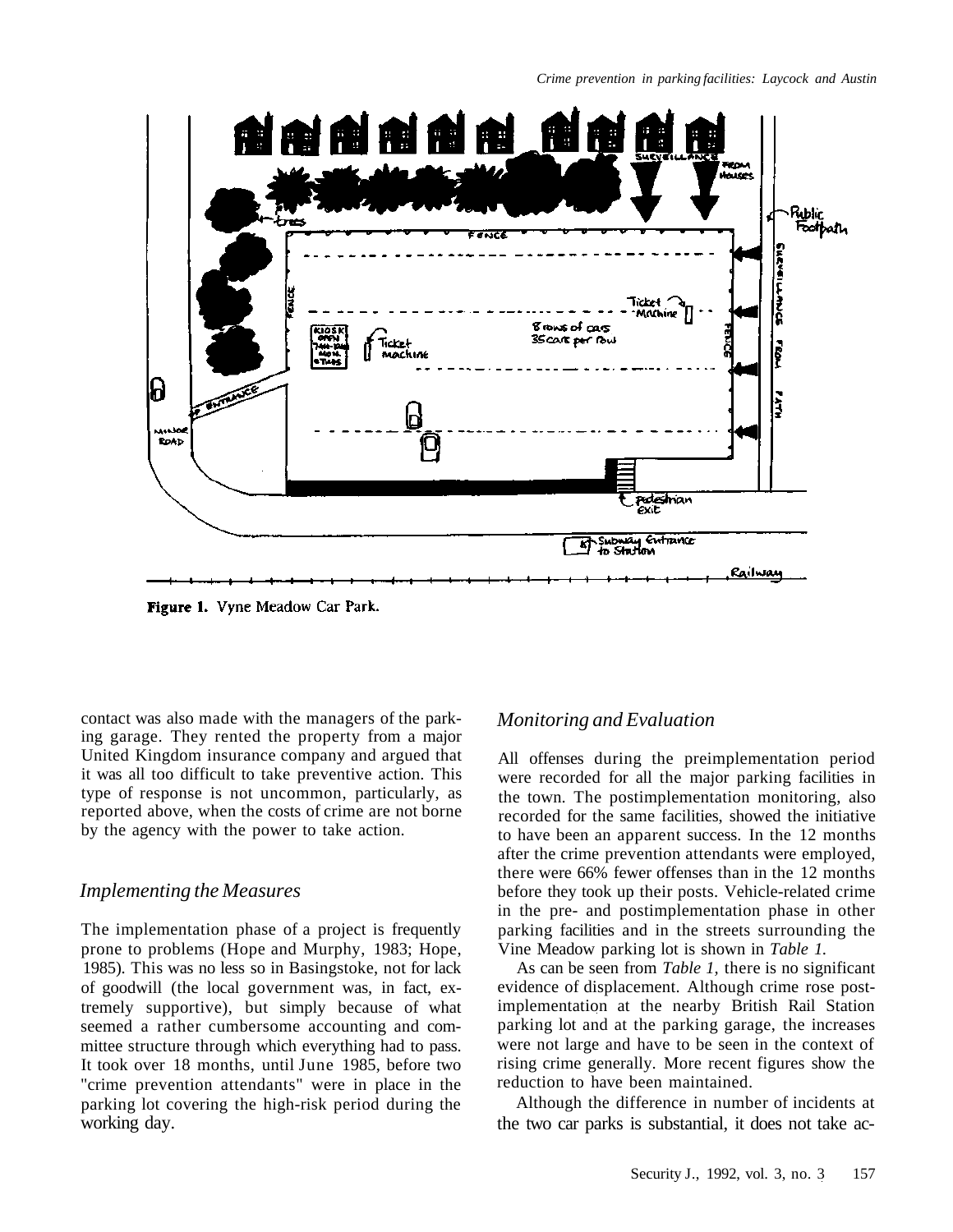Figure 1. Vyne Meadow Car Park.

contact was also made with the managers of the parking garage. They rented the property from a major United Kingdom insurance company and argued that it was all too difficult to take preventive action. This type of response is not uncommon, particularly, as reported above, when the costs of crime are not borne by the agency with the power to take action.

## Implementing the Measures

The implementation phase of a project is frequently prone to problems (Hope and Murphy, 1983; Hope, 1985). This was no less so in Basingstoke, not for lack of goodwill (the local government was, in fact, extremely supportive), but simply because of what seemed a rather cumbersome accounting and committee structure through which everything had to pass. It took over 18 months, until June 1985, before two "crime prevention attendants" were in place in the parking lot covering the high-risk period during the working day.

## Monitoring and Evaluation

All offenses during the preimplementation period were recorded for all the major parking facilities in the town. The postimplementation monitoring, also recorded for the same facilities, showed the initiative to have been an apparent success. In the 12 months after the crime prevention attendants were employed, there were 66% fewer offenses than in the 12 months before they took up their posts. Vehicle-related crime in the pre- and postimplementation phase in other parking facilities and in the streets surrounding the Vine Meadow parking lot is shown in *Table 1.*

As can be seen from *Table 1*, there is no significant evidence of displacement. Although crime rose postimplementation at the nearby British Rail Station parking lot and at the parking garage, the increases were not large and have to be seen in the context of rising crime generally. More recent figures show the reduction to have been maintained.

Although the difference in number of incidents at the two car parks is substantial, it does not take ac-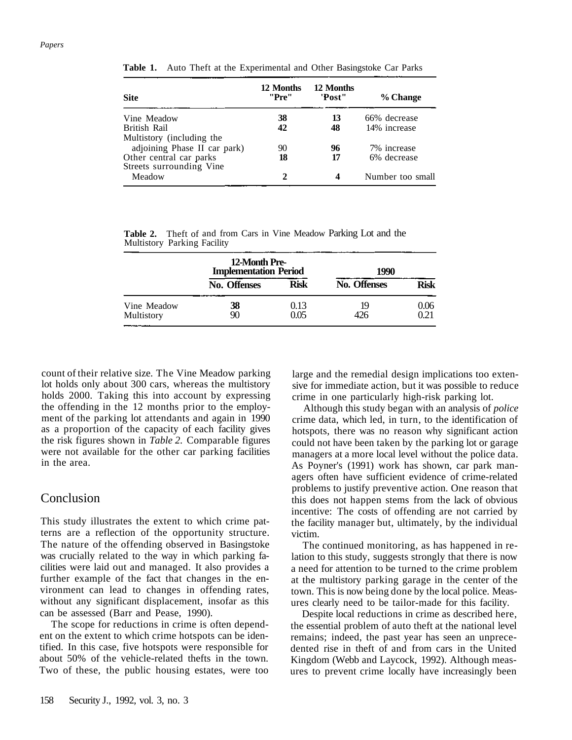**Table 1.** Auto Theft at the Experimental and Other Basingstoke Car Parks

| Site | 12 Months "Pre" | 12 Months 'Post" | % Change |
|---|---|---|---|
| Vine Meadow | **38** | **13** | 66% decrease |
| British Rail | **42** | **48** | 14% increase |
| Multistory (including the adjoining Phase II car park) | 90 | **96** | 7% increase |
| Other central car parks | **18** | 17 | 6% decrease |
| Streets surrounding Vine Meadow | **2** | **4** | Number too small |

**Table 2.** Theft of and from Cars in Vine Meadow Parking Lot and the Multistory Parking Facility

| | 12-Month Pre-Implementation Period | | 1990 | |
|---|---|---|---|---|
| | No. Offenses | Risk | No. Offenses | Risk |
| Vine Meadow | **38** | 0.13 | 19 | 0.06 |
| Multistory | 90 | 0.05 | 426 | 0.21 |

count of their relative size. The Vine Meadow parking lot holds only about 300 cars, whereas the multistory holds 2000. Taking this into account by expressing the offending in the 12 months prior to the employment of the parking lot attendants and again in 1990 as a proportion of the capacity of each facility gives the risk figures shown in *Table 2*. Comparable figures were not available for the other car parking facilities in the area.

## Conclusion

This study illustrates the extent to which crime patterns are a reflection of the opportunity structure. The nature of the offending observed in Basingstoke was crucially related to the way in which parking facilities were laid out and managed. It also provides a further example of the fact that changes in the environment can lead to changes in offending rates, without any significant displacement, insofar as this can be assessed (Barr and Pease, 1990).

The scope for reductions in crime is often dependent on the extent to which crime hotspots can be identified. In this case, five hotspots were responsible for about 50% of the vehicle-related thefts in the town. Two of these, the public housing estates, were too large and the remedial design implications too extensive for immediate action, but it was possible to reduce crime in one particularly high-risk parking lot.

Although this study began with an analysis of *police* crime data, which led, in turn, to the identification of hotspots, there was no reason why significant action could not have been taken by the parking lot or garage managers at a more local level without the police data. As Poyner's (1991) work has shown, car park managers often have sufficient evidence of crime-related problems to justify preventive action. One reason that this does not happen stems from the lack of obvious incentive: The costs of offending are not carried by the facility manager but, ultimately, by the individual victim.

The continued monitoring, as has happened in relation to this study, suggests strongly that there is now a need for attention to be turned to the crime problem at the multistory parking garage in the center of the town. This is now being done by the local police. Measures clearly need to be tailor-made for this facility.

Despite local reductions in crime as described here, the essential problem of auto theft at the national level remains; indeed, the past year has seen an unprecedented rise in theft of and from cars in the United Kingdom (Webb and Laycock, 1992). Although measures to prevent crime locally have increasingly been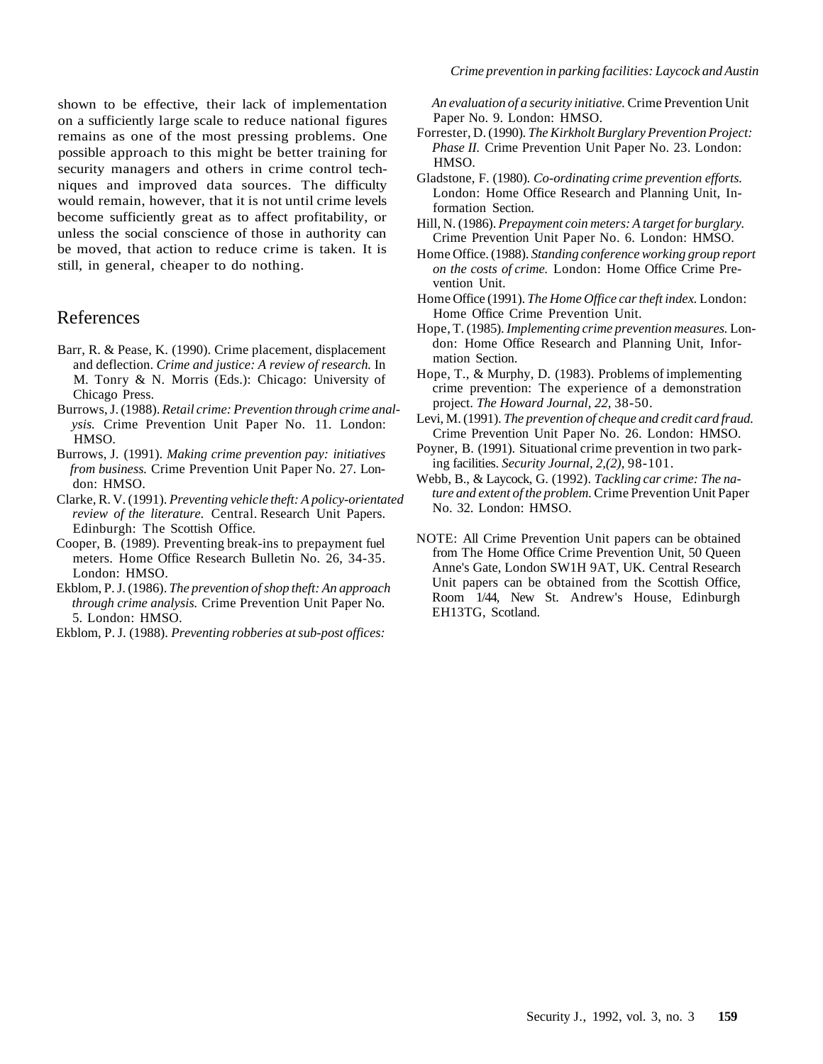shown to be effective, their lack of implementation on a sufficiently large scale to reduce national figures remains as one of the most pressing problems. One possible approach to this might be better training for security managers and others in crime control techniques and improved data sources. The difficulty would remain, however, that it is not until crime levels become sufficiently great as to affect profitability, or unless the social conscience of those in authority can be moved, that action to reduce crime is taken. It is still, in general, cheaper to do nothing.

## References

Barr, R. & Pease, K. (1990). Crime placement, displacement and deflection. *Crime and justice: A review of research.* In M. Tonry & N. Morris (Eds.): Chicago: University of Chicago Press.

Burrows, J. (1988). *Retail crime: Prevention through crime analysis.* Crime Prevention Unit Paper No. 11. London: HMSO.

Burrows, J. (1991). *Making crime prevention pay: initiatives from business.* Crime Prevention Unit Paper No. 27. London: HMSO.

Clarke, R. V. (1991). *Preventing vehicle theft: A policy-orientated review of the literature.* Central. Research Unit Papers. Edinburgh: The Scottish Office.

Cooper, B. (1989). Preventing break-ins to prepayment fuel meters. Home Office Research Bulletin No. 26, 34-35. London: HMSO.

Ekblom, P. J. (1986). *The prevention of shop theft: An approach through crime analysis.* Crime Prevention Unit Paper No. 5. London: HMSO.

Ekblom, P. J. (1988). *Preventing robberies at sub-post offices: An evaluation of a security initiative.* Crime Prevention Unit Paper No. 9. London: HMSO.

Forrester, D. (1990). *The Kirkholt Burglary Prevention Project: Phase II.* Crime Prevention Unit Paper No. 23. London: HMSO.

Gladstone, F. (1980). *Co-ordinating crime prevention efforts.* London: Home Office Research and Planning Unit, Information Section.

Hill, N. (1986). *Prepayment coin meters: A target for burglary.* Crime Prevention Unit Paper No. 6. London: HMSO.

Home Office. (1988). *Standing conference working group report on the costs of crime.* London: Home Office Crime Prevention Unit.

Home Office (1991). *The Home Office car theft index.* London: Home Office Crime Prevention Unit.

Hope, T. (1985). *Implementing crime prevention measures.* London: Home Office Research and Planning Unit, Information Section.

Hope, T., & Murphy, D. (1983). Problems of implementing crime prevention: The experience of a demonstration project. *The Howard Journal, 22,* 38-50.

Levi, M. (1991). *The prevention of cheque and credit card fraud.* Crime Prevention Unit Paper No. 26. London: HMSO.

Poyner, B. (1991). Situational crime prevention in two parking facilities. *Security Journal, 2,(2),* 98-101.

Webb, B., & Laycock, G. (1992). *Tackling car crime: The nature and extent of the problem.* Crime Prevention Unit Paper No. 32. London: HMSO.

NOTE: All Crime Prevention Unit papers can be obtained from The Home Office Crime Prevention Unit, 50 Queen Anne's Gate, London SW1H 9AT, UK. Central Research Unit papers can be obtained from the Scottish Office, Room 1/44, New St. Andrew's House, Edinburgh EH13TG, Scotland.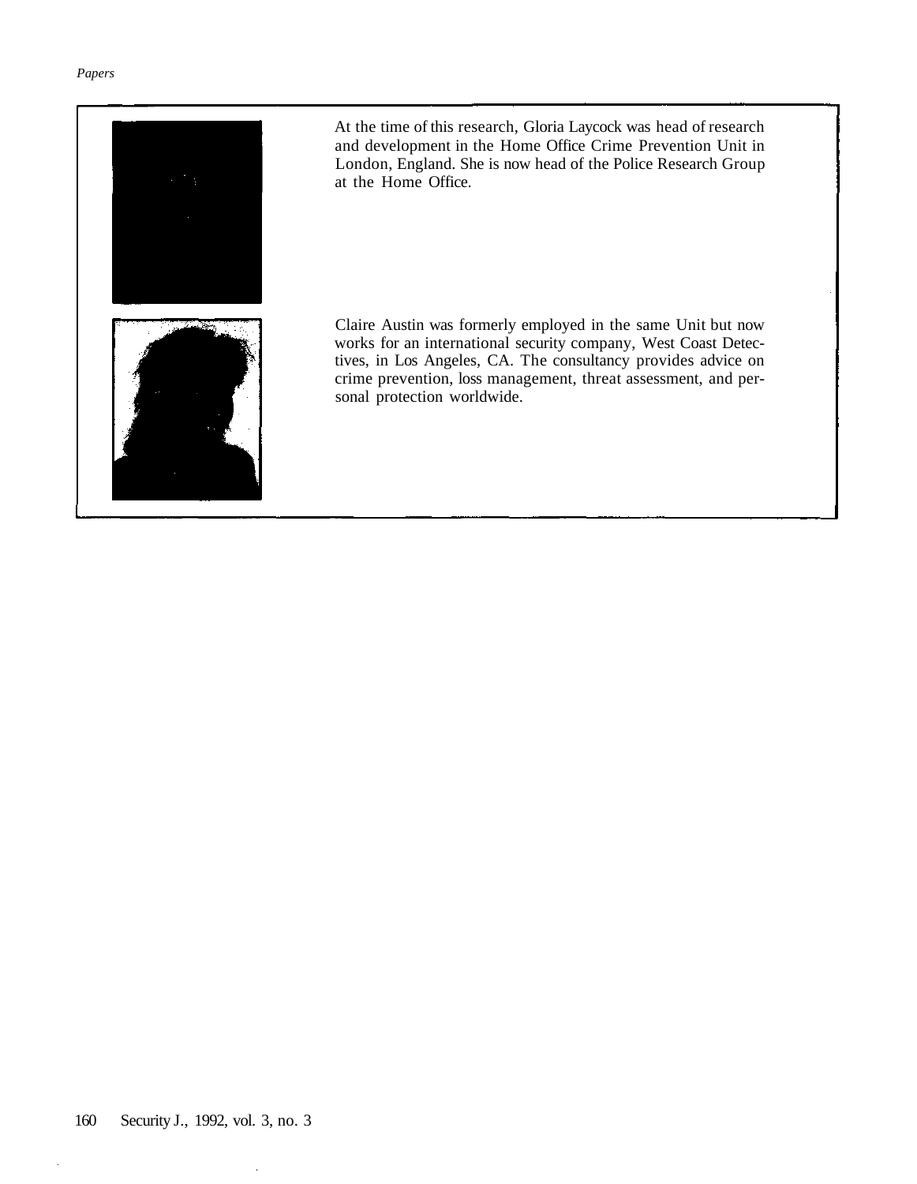At the time of this research, Gloria Laycock was head of research and development in the Home Office Crime Prevention Unit in London, England. She is now head of the Police Research Group at the Home Office.

Claire Austin was formerly employed in the same Unit but now works for an international security company, West Coast Detectives, in Los Angeles, CA. The consultancy provides advice on crime prevention, loss management, threat assessment, and personal protection worldwide.